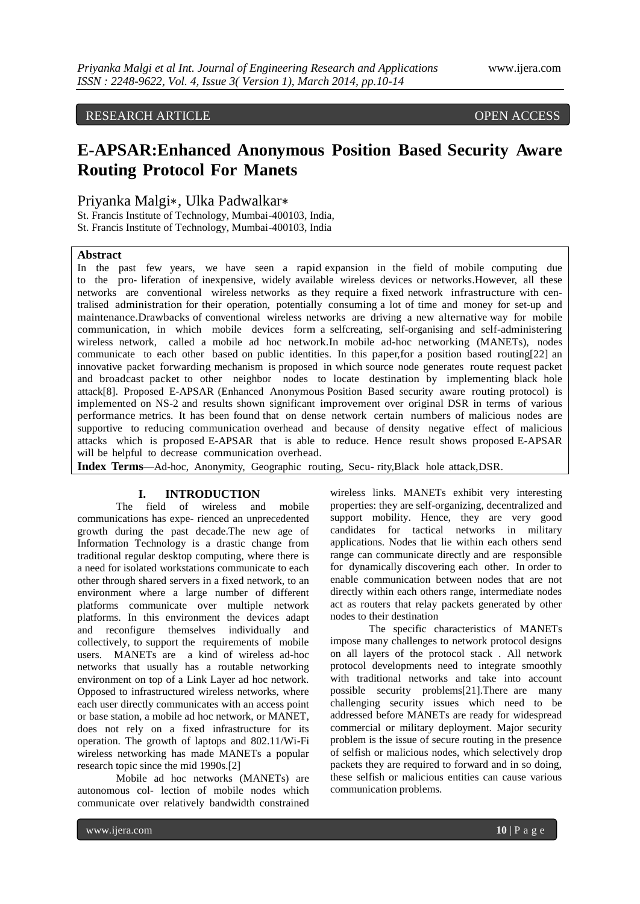RESEARCH ARTICLE OPEN ACCESS

# E-APSAR:Enhanced Anonymous Position Based Security Aware Routing Protocol For Manets

Priyanka Malgi∗, Ulka Padwalkar∗

St. Francis Institute of Technology, Mumbai-400103, India,
St. Francis Institute of Technology, Mumbai-400103, India

**Abstract**

In the past few years, we have seen a rapid expansion in the field of mobile computing due to the pro- liferation of inexpensive, widely available wireless devices or networks.However, all these networks are conventional wireless networks as they require a fixed network infrastructure with cen- tralised administration for their operation, potentially consuming a lot of time and money for set-up and maintenance.Drawbacks of conventional wireless networks are driving a new alternative way for mobile communication, in which mobile devices form a selfcreating, self-organising and self-administering wireless network, called a mobile ad hoc network.In mobile ad-hoc networking (MANETs), nodes communicate to each other based on public identities. In this paper,for a position based routing[22] an innovative packet forwarding mechanism is proposed in which source node generates route request packet and broadcast packet to other neighbor nodes to locate destination by implementing black hole attack[8]. Proposed E-APSAR (Enhanced Anonymous Position Based security aware routing protocol) is implemented on NS-2 and results shown significant improvement over original DSR in terms of various performance metrics. It has been found that on dense network certain numbers of malicious nodes are supportive to reducing communication overhead and because of density negative effect of malicious attacks which is proposed E-APSAR that is able to reduce. Hence result shows proposed E-APSAR will be helpful to decrease communication overhead.

**Index Terms**—Ad-hoc, Anonymity, Geographic routing, Secu- rity,Black hole attack,DSR.

## I. INTRODUCTION

The field of wireless and mobile communications has expe- rienced an unprecedented growth during the past decade.The new age of Information Technology is a drastic change from traditional regular desktop computing, where there is a need for isolated workstations communicate to each other through shared servers in a fixed network, to an environment where a large number of different platforms communicate over multiple network platforms. In this environment the devices adapt and reconfigure themselves individually and collectively, to support the requirements of mobile users. MANETs are a kind of wireless ad-hoc networks that usually has a routable networking environment on top of a Link Layer ad hoc network. Opposed to infrastructured wireless networks, where each user directly communicates with an access point or base station, a mobile ad hoc network, or MANET, does not rely on a fixed infrastructure for its operation. The growth of laptops and 802.11/Wi-Fi wireless networking has made MANETs a popular research topic since the mid 1990s.[2]

Mobile ad hoc networks (MANETs) are autonomous col- lection of mobile nodes which communicate over relatively bandwidth constrained wireless links. MANETs exhibit very interesting properties: they are self-organizing, decentralized and support mobility. Hence, they are very good candidates for tactical networks in military applications. Nodes that lie within each others send range can communicate directly and are responsible for dynamically discovering each other. In order to enable communication between nodes that are not directly within each others range, intermediate nodes act as routers that relay packets generated by other nodes to their destination

The specific characteristics of MANETs impose many challenges to network protocol designs on all layers of the protocol stack . All network protocol developments need to integrate smoothly with traditional networks and take into account possible security problems[21].There are many challenging security issues which need to be addressed before MANETs are ready for widespread commercial or military deployment. Major security problem is the issue of secure routing in the presence of selfish or malicious nodes, which selectively drop packets they are required to forward and in so doing, these selfish or malicious entities can cause various communication problems.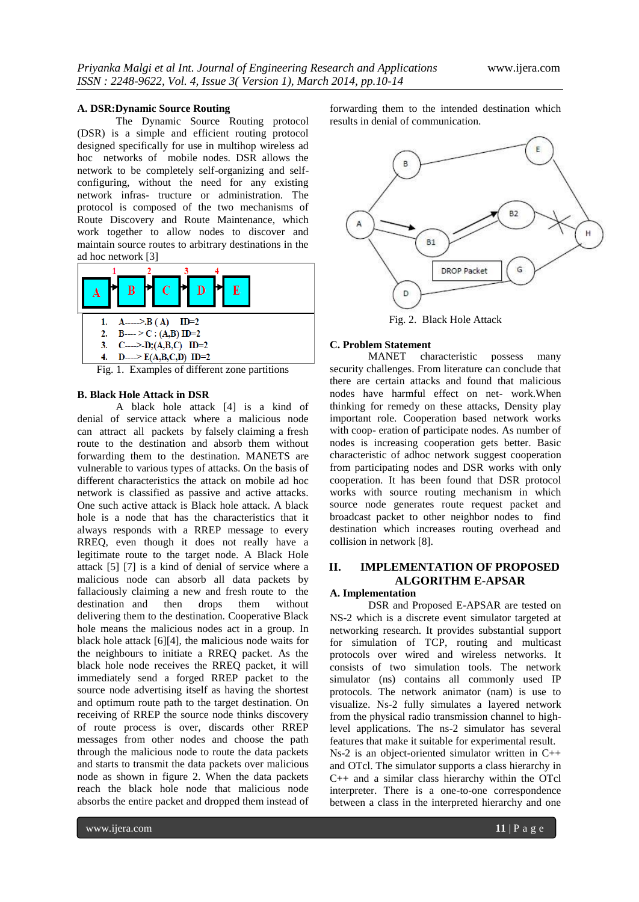### A. DSR:Dynamic Source Routing

The Dynamic Source Routing protocol (DSR) is a simple and efficient routing protocol designed specifically for use in multihop wireless ad hoc networks of mobile nodes. DSR allows the network to be completely self-organizing and self-configuring, without the need for any existing network infras- tructure or administration. The protocol is composed of the two mechanisms of Route Discovery and Route Maintenance, which work together to allow nodes to discover and maintain source routes to arbitrary destinations in the ad hoc network [3]

1 2 3 4

A B C D E

1. A---->.B ( A) ID=2
2. B---- > C : (A,B) ID=2
3. C---->-D;(A,B,C) ID=2
4. D---> E(A,B,C,D) ID=2

Fig. 1. Examples of different zone partitions

### B. Black Hole Attack in DSR

A black hole attack [4] is a kind of denial of service attack where a malicious node can attract all packets by falsely claiming a fresh route to the destination and absorb them without forwarding them to the destination. MANETS are vulnerable to various types of attacks. On the basis of different characteristics the attack on mobile ad hoc network is classified as passive and active attacks. One such active attack is Black hole attack. A black hole is a node that has the characteristics that it always responds with a RREP message to every RREQ, even though it does not really have a legitimate route to the target node. A Black Hole attack [5] [7] is a kind of denial of service where a malicious node can absorb all data packets by fallaciously claiming a new and fresh route to the destination and then drops them without delivering them to the destination. Cooperative Black hole means the malicious nodes act in a group. In black hole attack [6][4], the malicious node waits for the neighbours to initiate a RREQ packet. As the black hole node receives the RREQ packet, it will immediately send a forged RREP packet to the source node advertising itself as having the shortest and optimum route path to the target destination. On receiving of RREP the source node thinks discovery of route process is over, discards other RREP messages from other nodes and choose the path through the malicious node to route the data packets and starts to transmit the data packets over malicious node as shown in figure 2. When the data packets reach the black hole node that malicious node absorbs the entire packet and dropped them instead of forwarding them to the intended destination which results in denial of communication.

B E A B2 H B1 DROP Packet G D

Fig. 2. Black Hole Attack

### C. Problem Statement

MANET characteristic possess many security challenges. From literature can conclude that there are certain attacks and found that malicious nodes have harmful effect on net- work.When thinking for remedy on these attacks, Density play important role. Cooperation based network works with coop- eration of participate nodes. As number of nodes is increasing cooperation gets better. Basic characteristic of adhoc network suggest cooperation from participating nodes and DSR works with only cooperation. It has been found that DSR protocol works with source routing mechanism in which source node generates route request packet and broadcast packet to other neighbor nodes to find destination which increases routing overhead and collision in network [8].

## II. IMPLEMENTATION OF PROPOSED ALGORITHM E-APSAR

### A. Implementation

DSR and Proposed E-APSAR are tested on NS-2 which is a discrete event simulator targeted at networking research. It provides substantial support for simulation of TCP, routing and multicast protocols over wired and wireless networks. It consists of two simulation tools. The network simulator (ns) contains all commonly used IP protocols. The network animator (nam) is use to visualize. Ns-2 fully simulates a layered network from the physical radio transmission channel to high-level applications. The ns-2 simulator has several features that make it suitable for experimental result. Ns-2 is an object-oriented simulator written in C++ and OTcl. The simulator supports a class hierarchy in C++ and a similar class hierarchy within the OTcl interpreter. There is a one-to-one correspondence between a class in the interpreted hierarchy and one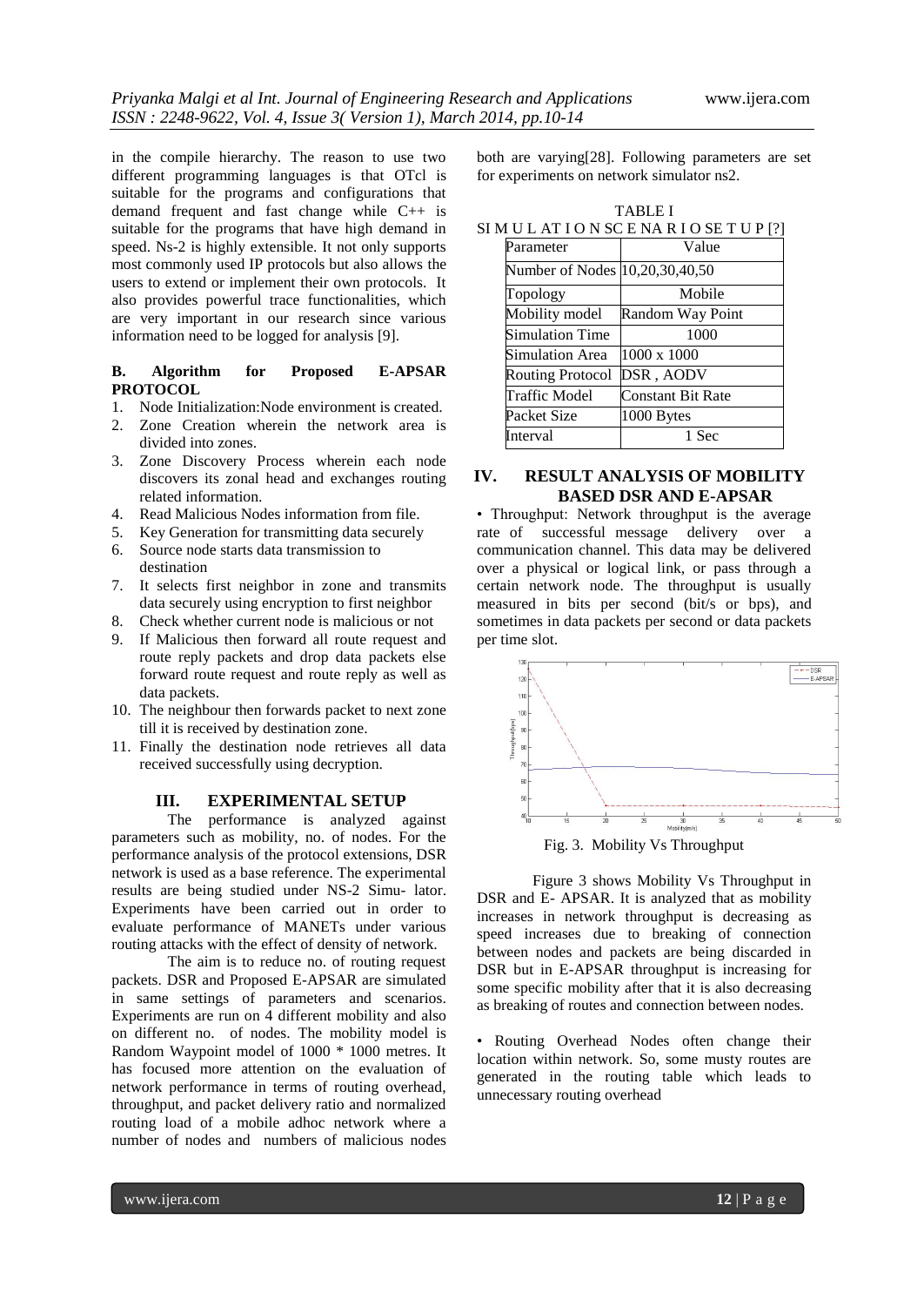in the compile hierarchy. The reason to use two different programming languages is that OTcl is suitable for the programs and configurations that demand frequent and fast change while C++ is suitable for the programs that have high demand in speed. Ns-2 is highly extensible. It not only supports most commonly used IP protocols but also allows the users to extend or implement their own protocols. It also provides powerful trace functionalities, which are very important in our research since various information need to be logged for analysis [9].

### B. Algorithm for Proposed E-APSAR PROTOCOL

1. Node Initialization:Node environment is created.
2. Zone Creation wherein the network area is divided into zones.
3. Zone Discovery Process wherein each node discovers its zonal head and exchanges routing related information.
4. Read Malicious Nodes information from file.
5. Key Generation for transmitting data securely
6. Source node starts data transmission to destination
7. It selects first neighbor in zone and transmits data securely using encryption to first neighbor
8. Check whether current node is malicious or not
9. If Malicious then forward all route request and route reply packets and drop data packets else forward route request and route reply as well as data packets.
10. The neighbour then forwards packet to next zone till it is received by destination zone.
11. Finally the destination node retrieves all data received successfully using decryption.

## III. EXPERIMENTAL SETUP

The performance is analyzed against parameters such as mobility, no. of nodes. For the performance analysis of the protocol extensions, DSR network is used as a base reference. The experimental results are being studied under NS-2 Simu- lator. Experiments have been carried out in order to evaluate performance of MANETs under various routing attacks with the effect of density of network.

The aim is to reduce no. of routing request packets. DSR and Proposed E-APSAR are simulated in same settings of parameters and scenarios. Experiments are run on 4 different mobility and also on different no. of nodes. The mobility model is Random Waypoint model of 1000 * 1000 metres. It has focused more attention on the evaluation of network performance in terms of routing overhead, throughput, and packet delivery ratio and normalized routing load of a mobile adhoc network where a number of nodes and numbers of malicious nodes both are varying[28]. Following parameters are set for experiments on network simulator ns2.

TABLE I
SI M U L AT I O N SC E NA R I O SE T U P [?]

| Parameter | Value |
|---|---|
| Number of Nodes | 10,20,30,40,50 |
| Topology | Mobile |
| Mobility model | Random Way Point |
| Simulation Time | 1000 |
| Simulation Area | 1000 x 1000 |
| Routing Protocol | DSR , AODV |
| Traffic Model | Constant Bit Rate |
| Packet Size | 1000 Bytes |
| Interval | 1 Sec |

## IV. RESULT ANALYSIS OF MOBILITY BASED DSR AND E-APSAR

• Throughput: Network throughput is the average rate of successful message delivery over a communication channel. This data may be delivered over a physical or logical link, or pass through a certain network node. The throughput is usually measured in bits per second (bit/s or bps), and sometimes in data packets per second or data packets per time slot.

DSR
E-APSAR
Throughput(bps)
Mobility(m/s)
130 120 110 100 90 80 70 60 50 40
10 15 20 25 30 35 40 45 50

Fig. 3. Mobility Vs Throughput

Figure 3 shows Mobility Vs Throughput in DSR and E- APSAR. It is analyzed that as mobility increases in network throughput is decreasing as speed increases due to breaking of connection between nodes and packets are being discarded in DSR but in E-APSAR throughput is increasing for some specific mobility after that it is also decreasing as breaking of routes and connection between nodes.

• Routing Overhead Nodes often change their location within network. So, some musty routes are generated in the routing table which leads to unnecessary routing overhead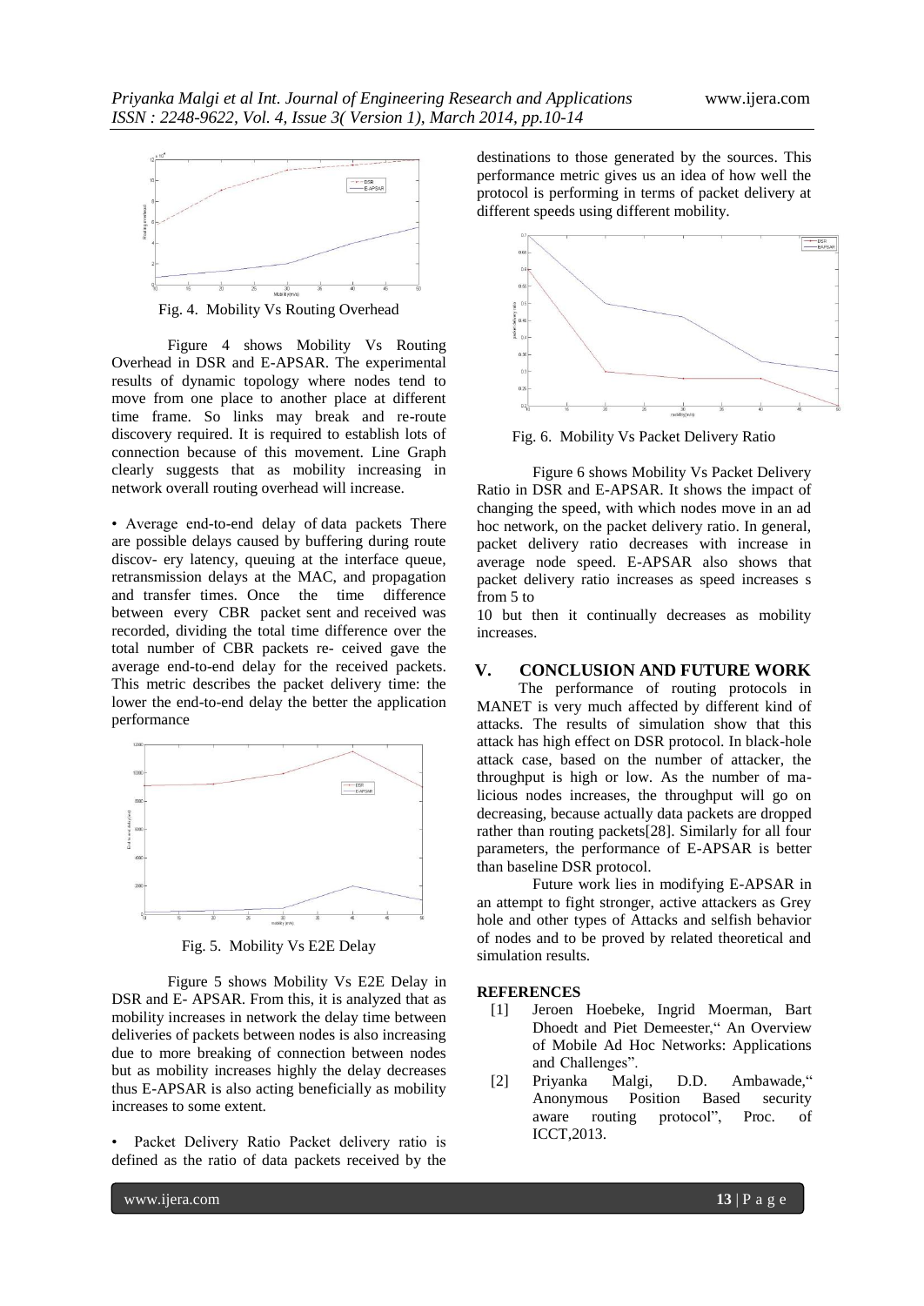x 10^4

12

10

8

6

4

2

0

Routing overhead

10 15 20 25 30 35 40 45 50

Mobility(m/s)

DSR

E-APSAR

Fig. 4. Mobility Vs Routing Overhead

Figure 4 shows Mobility Vs Routing Overhead in DSR and E-APSAR. The experimental results of dynamic topology where nodes tend to move from one place to another place at different time frame. So links may break and re-route discovery required. It is required to establish lots of connection because of this movement. Line Graph clearly suggests that as mobility increasing in network overall routing overhead will increase.

• Average end-to-end delay of data packets There are possible delays caused by buffering during route discov- ery latency, queuing at the interface queue, retransmission delays at the MAC, and propagation and transfer times. Once the time difference between every CBR packet sent and received was recorded, dividing the total time difference over the total number of CBR packets re- ceived gave the average end-to-end delay for the received packets. This metric describes the packet delivery time: the lower the end-to-end delay the better the application performance

12000

10000

8000

6000

4000

2000

0

End to end delay(ms)

10 15 20 25 30 35 40 45 50

mobility (m/s)

DSR

E-APSAR

Fig. 5. Mobility Vs E2E Delay

Figure 5 shows Mobility Vs E2E Delay in DSR and E- APSAR. From this, it is analyzed that as mobility increases in network the delay time between deliveries of packets between nodes is also increasing due to more breaking of connection between nodes but as mobility increases highly the delay decreases thus E-APSAR is also acting beneficially as mobility increases to some extent.

• Packet Delivery Ratio Packet delivery ratio is defined as the ratio of data packets received by the destinations to those generated by the sources. This performance metric gives us an idea of how well the protocol is performing in terms of packet delivery at different speeds using different mobility.

0.7

0.65

0.6

0.55

0.5

0.45

0.4

0.35

0.3

0.25

0.2

packet delivery ratio

10 15 20 25 30 35 40 45 50

mobility(m/s)

DSR

EAPSAR

Fig. 6. Mobility Vs Packet Delivery Ratio

Figure 6 shows Mobility Vs Packet Delivery Ratio in DSR and E-APSAR. It shows the impact of changing the speed, with which nodes move in an ad hoc network, on the packet delivery ratio. In general, packet delivery ratio decreases with increase in average node speed. E-APSAR also shows that packet delivery ratio increases as speed increases s from 5 to

10 but then it continually decreases as mobility increases.

## V. CONCLUSION AND FUTURE WORK

The performance of routing protocols in MANET is very much affected by different kind of attacks. The results of simulation show that this attack has high effect on DSR protocol. In black-hole attack case, based on the number of attacker, the throughput is high or low. As the number of ma- licious nodes increases, the throughput will go on decreasing, because actually data packets are dropped rather than routing packets[28]. Similarly for all four parameters, the performance of E-APSAR is better than baseline DSR protocol.

Future work lies in modifying E-APSAR in an attempt to fight stronger, active attackers as Grey hole and other types of Attacks and selfish behavior of nodes and to be proved by related theoretical and simulation results.

## REFERENCES

[1] Jeroen Hoebeke, Ingrid Moerman, Bart Dhoedt and Piet Demeester," An Overview of Mobile Ad Hoc Networks: Applications and Challenges".

[2] Priyanka Malgi, D.D. Ambawade," Anonymous Position Based security aware routing protocol", Proc. of ICCT,2013.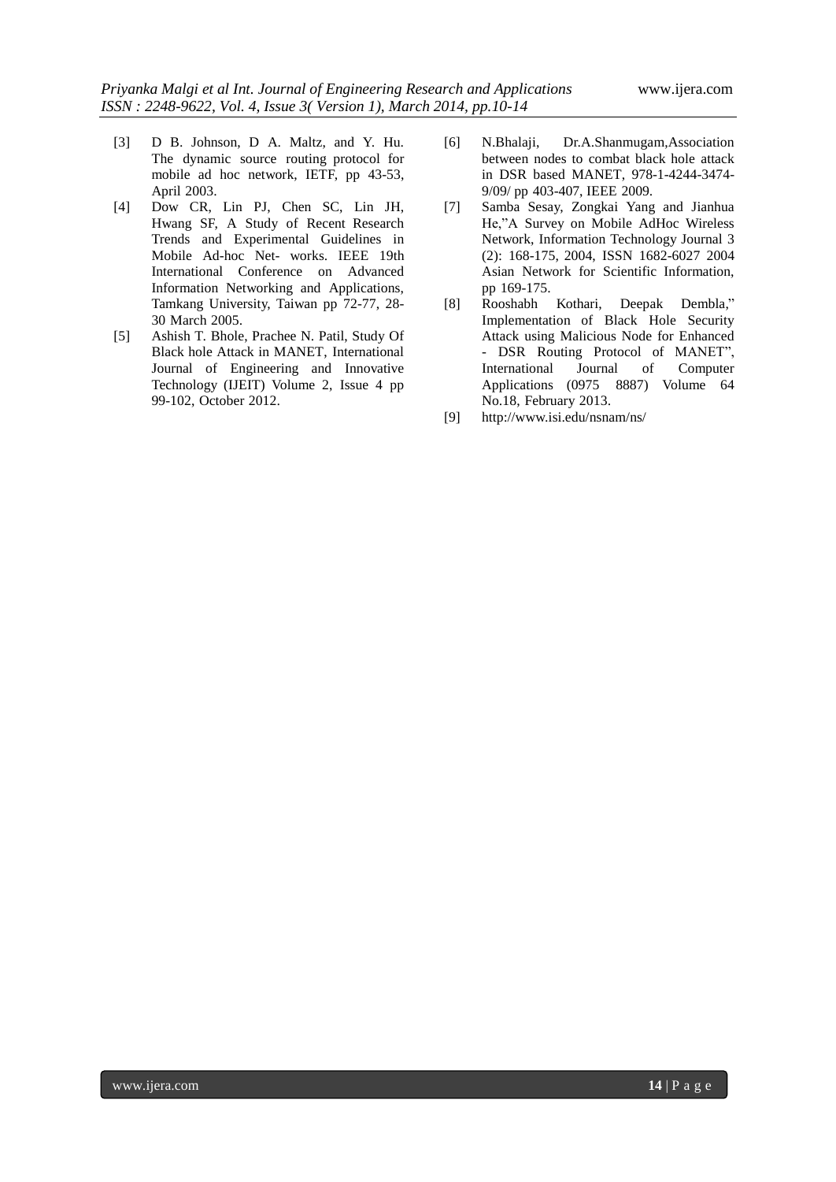[3] D B. Johnson, D A. Maltz, and Y. Hu. The dynamic source routing protocol for mobile ad hoc network, IETF, pp 43-53, April 2003.

[4] Dow CR, Lin PJ, Chen SC, Lin JH, Hwang SF, A Study of Recent Research Trends and Experimental Guidelines in Mobile Ad-hoc Net- works. IEEE 19th International Conference on Advanced Information Networking and Applications, Tamkang University, Taiwan pp 72-77, 28-30 March 2005.

[5] Ashish T. Bhole, Prachee N. Patil, Study Of Black hole Attack in MANET, International Journal of Engineering and Innovative Technology (IJEIT) Volume 2, Issue 4 pp 99-102, October 2012.

[6] N.Bhalaji, Dr.A.Shanmugam,Association between nodes to combat black hole attack in DSR based MANET, 978-1-4244-3474-9/09/ pp 403-407, IEEE 2009.

[7] Samba Sesay, Zongkai Yang and Jianhua He,"A Survey on Mobile AdHoc Wireless Network, Information Technology Journal 3 (2): 168-175, 2004, ISSN 1682-6027 2004 Asian Network for Scientific Information, pp 169-175.

[8] Rooshabh Kothari, Deepak Dembla," Implementation of Black Hole Security Attack using Malicious Node for Enhanced - DSR Routing Protocol of MANET", International Journal of Computer Applications (0975 8887) Volume 64 No.18, February 2013.

[9] http://www.isi.edu/nsnam/ns/